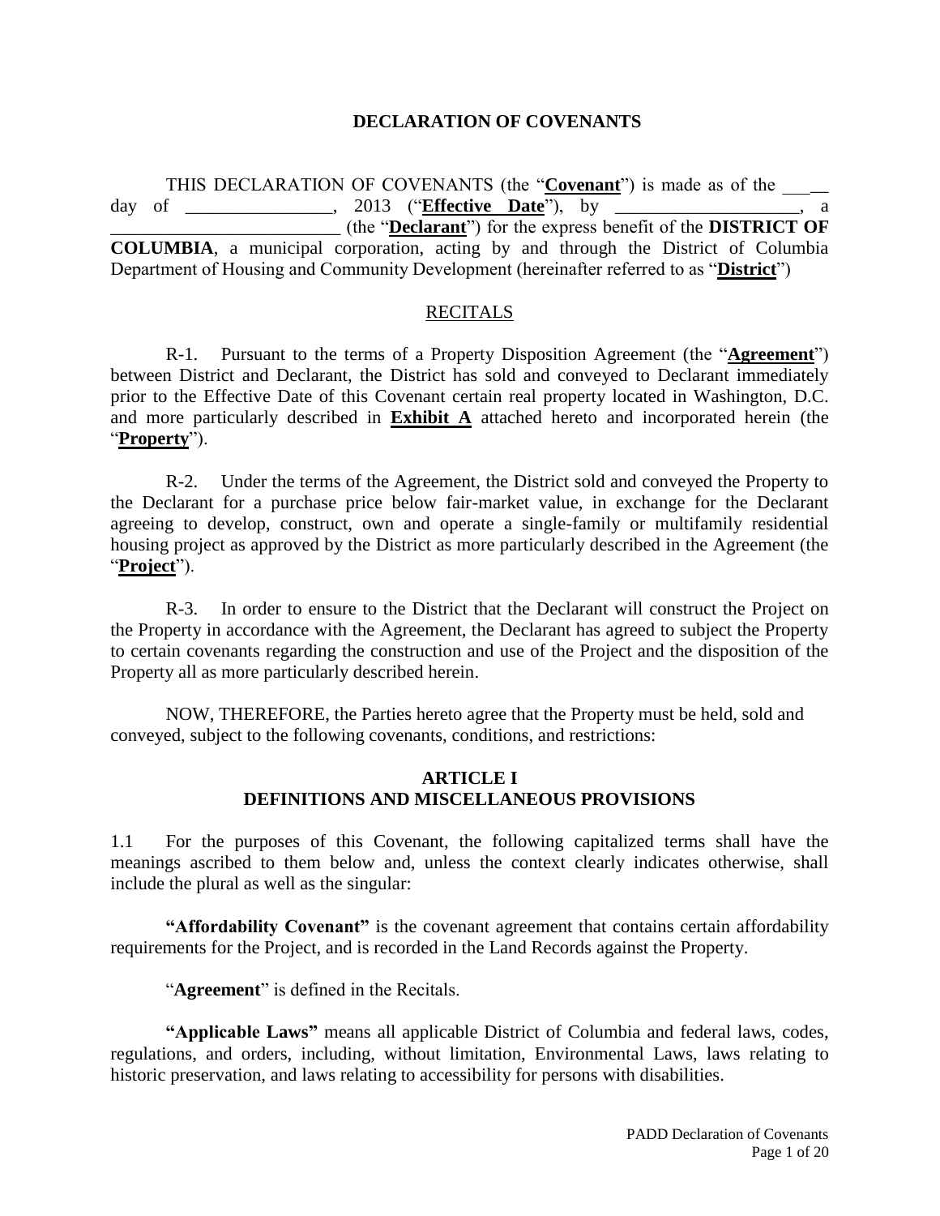# DECLARATION OF COVENANTS

THIS DECLARATION OF COVENANTS (the "**Covenant**") is made as of the _____ day of ________________, 2013 ("**Effective Date**"), by ___________________, a _________________________ (the "**Declarant**") for the express benefit of the **DISTRICT OF COLUMBIA**, a municipal corporation, acting by and through the District of Columbia Department of Housing and Community Development (hereinafter referred to as "**District**")

## RECITALS

R-1. Pursuant to the terms of a Property Disposition Agreement (the "**Agreement**") between District and Declarant, the District has sold and conveyed to Declarant immediately prior to the Effective Date of this Covenant certain real property located in Washington, D.C. and more particularly described in **Exhibit A** attached hereto and incorporated herein (the "**Property**").

R-2. Under the terms of the Agreement, the District sold and conveyed the Property to the Declarant for a purchase price below fair-market value, in exchange for the Declarant agreeing to develop, construct, own and operate a single-family or multifamily residential housing project as approved by the District as more particularly described in the Agreement (the "**Project**").

R-3. In order to ensure to the District that the Declarant will construct the Project on the Property in accordance with the Agreement, the Declarant has agreed to subject the Property to certain covenants regarding the construction and use of the Project and the disposition of the Property all as more particularly described herein.

NOW, THEREFORE, the Parties hereto agree that the Property must be held, sold and conveyed, subject to the following covenants, conditions, and restrictions:

## ARTICLE I
## DEFINITIONS AND MISCELLANEOUS PROVISIONS

1.1 For the purposes of this Covenant, the following capitalized terms shall have the meanings ascribed to them below and, unless the context clearly indicates otherwise, shall include the plural as well as the singular:

**"Affordability Covenant"** is the covenant agreement that contains certain affordability requirements for the Project, and is recorded in the Land Records against the Property.

"**Agreement**" is defined in the Recitals.

**"Applicable Laws"** means all applicable District of Columbia and federal laws, codes, regulations, and orders, including, without limitation, Environmental Laws, laws relating to historic preservation, and laws relating to accessibility for persons with disabilities.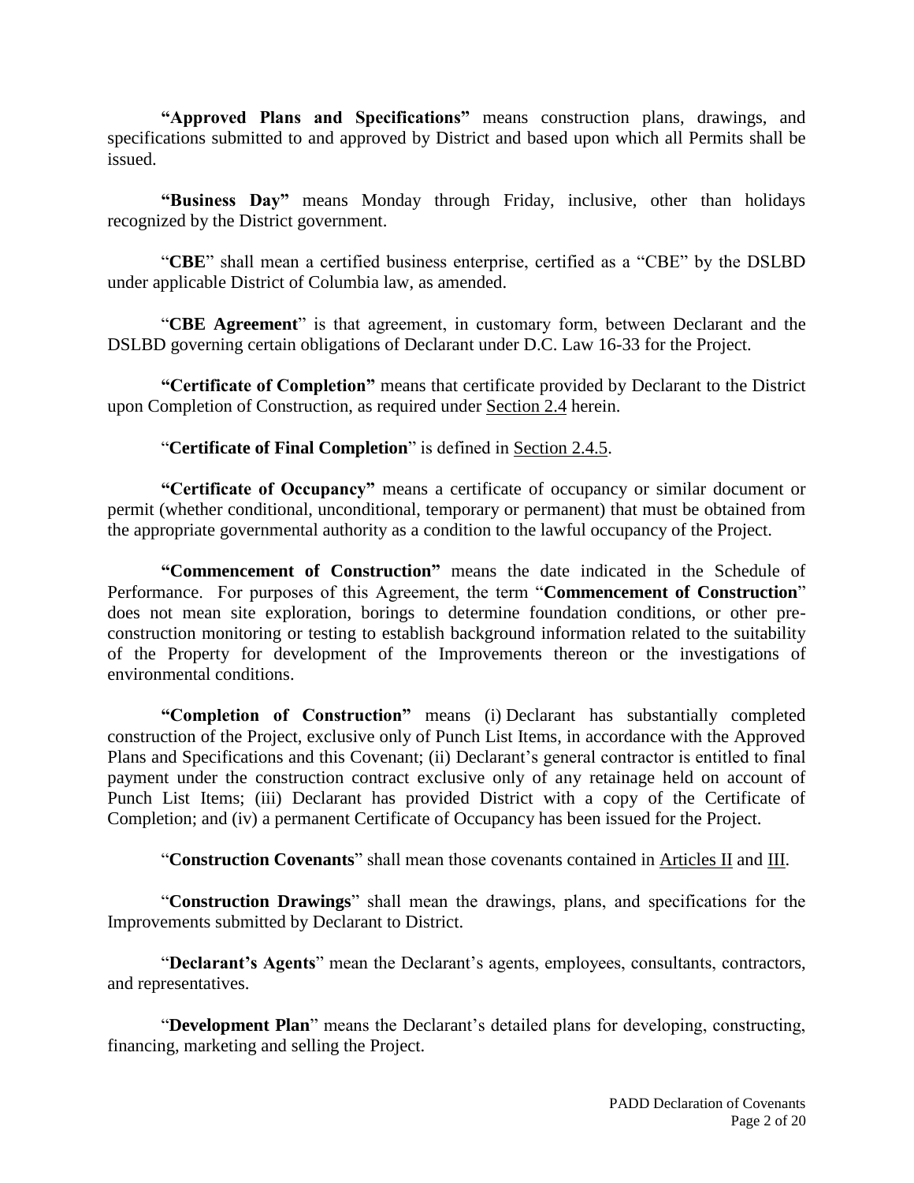**"Approved Plans and Specifications"** means construction plans, drawings, and specifications submitted to and approved by District and based upon which all Permits shall be issued.

**"Business Day"** means Monday through Friday, inclusive, other than holidays recognized by the District government.

"**CBE**" shall mean a certified business enterprise, certified as a "CBE" by the DSLBD under applicable District of Columbia law, as amended.

"**CBE Agreement**" is that agreement, in customary form, between Declarant and the DSLBD governing certain obligations of Declarant under D.C. Law 16-33 for the Project.

**"Certificate of Completion"** means that certificate provided by Declarant to the District upon Completion of Construction, as required under Section 2.4 herein.

"**Certificate of Final Completion**" is defined in Section 2.4.5.

**"Certificate of Occupancy"** means a certificate of occupancy or similar document or permit (whether conditional, unconditional, temporary or permanent) that must be obtained from the appropriate governmental authority as a condition to the lawful occupancy of the Project.

**"Commencement of Construction"** means the date indicated in the Schedule of Performance. For purposes of this Agreement, the term "**Commencement of Construction**" does not mean site exploration, borings to determine foundation conditions, or other pre-construction monitoring or testing to establish background information related to the suitability of the Property for development of the Improvements thereon or the investigations of environmental conditions.

**"Completion of Construction"** means (i) Declarant has substantially completed construction of the Project, exclusive only of Punch List Items, in accordance with the Approved Plans and Specifications and this Covenant; (ii) Declarant's general contractor is entitled to final payment under the construction contract exclusive only of any retainage held on account of Punch List Items; (iii) Declarant has provided District with a copy of the Certificate of Completion; and (iv) a permanent Certificate of Occupancy has been issued for the Project.

"**Construction Covenants**" shall mean those covenants contained in Articles II and III.

"**Construction Drawings**" shall mean the drawings, plans, and specifications for the Improvements submitted by Declarant to District.

"**Declarant's Agents**" mean the Declarant's agents, employees, consultants, contractors, and representatives.

"**Development Plan**" means the Declarant's detailed plans for developing, constructing, financing, marketing and selling the Project.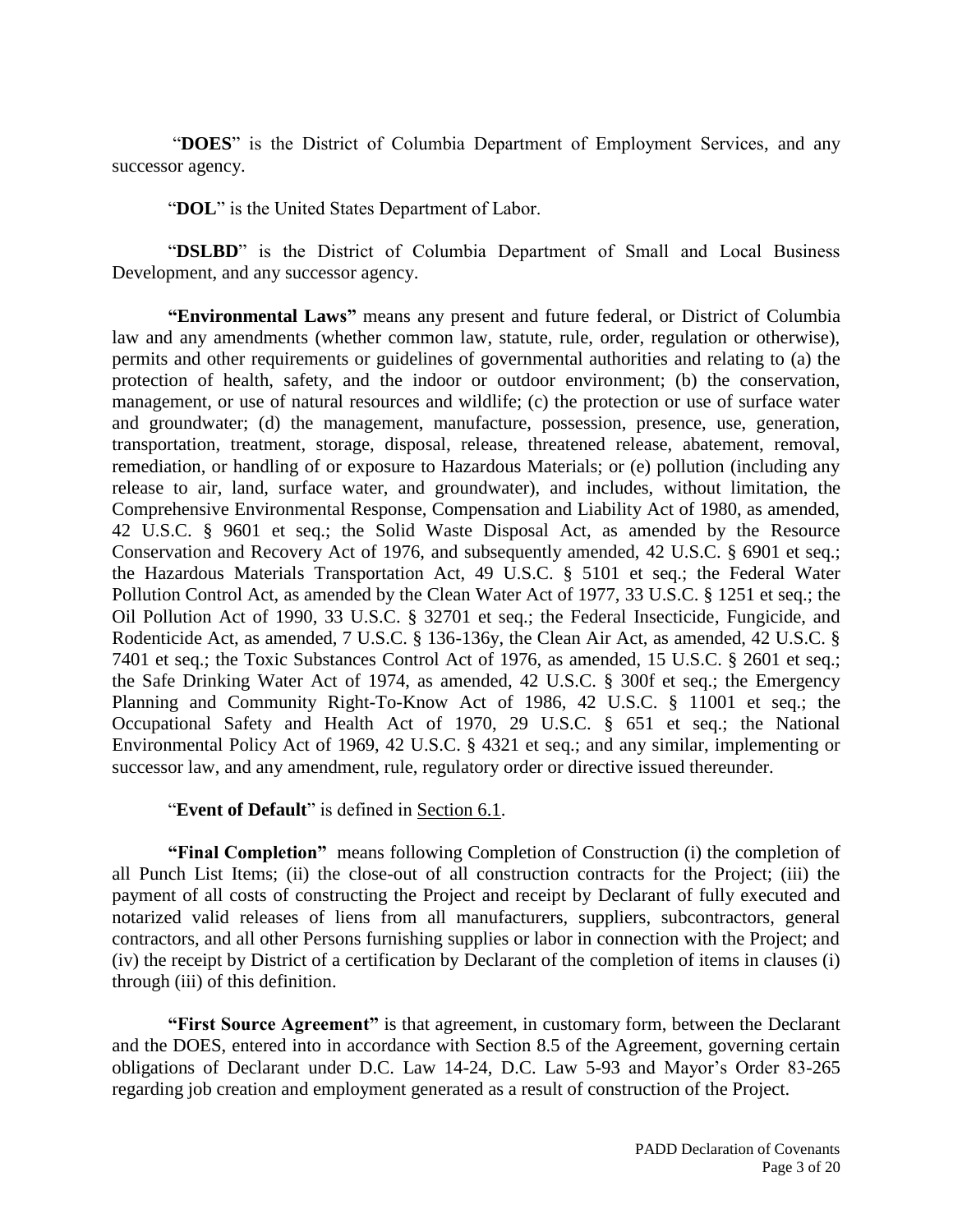"**DOES**" is the District of Columbia Department of Employment Services, and any successor agency.

"**DOL**" is the United States Department of Labor.

"**DSLBD**" is the District of Columbia Department of Small and Local Business Development, and any successor agency.

**"Environmental Laws"** means any present and future federal, or District of Columbia law and any amendments (whether common law, statute, rule, order, regulation or otherwise), permits and other requirements or guidelines of governmental authorities and relating to (a) the protection of health, safety, and the indoor or outdoor environment; (b) the conservation, management, or use of natural resources and wildlife; (c) the protection or use of surface water and groundwater; (d) the management, manufacture, possession, presence, use, generation, transportation, treatment, storage, disposal, release, threatened release, abatement, removal, remediation, or handling of or exposure to Hazardous Materials; or (e) pollution (including any release to air, land, surface water, and groundwater), and includes, without limitation, the Comprehensive Environmental Response, Compensation and Liability Act of 1980, as amended, 42 U.S.C. § 9601 et seq.; the Solid Waste Disposal Act, as amended by the Resource Conservation and Recovery Act of 1976, and subsequently amended, 42 U.S.C. § 6901 et seq.; the Hazardous Materials Transportation Act, 49 U.S.C. § 5101 et seq.; the Federal Water Pollution Control Act, as amended by the Clean Water Act of 1977, 33 U.S.C. § 1251 et seq.; the Oil Pollution Act of 1990, 33 U.S.C. § 32701 et seq.; the Federal Insecticide, Fungicide, and Rodenticide Act, as amended, 7 U.S.C. § 136-136y, the Clean Air Act, as amended, 42 U.S.C. § 7401 et seq.; the Toxic Substances Control Act of 1976, as amended, 15 U.S.C. § 2601 et seq.; the Safe Drinking Water Act of 1974, as amended, 42 U.S.C. § 300f et seq.; the Emergency Planning and Community Right-To-Know Act of 1986, 42 U.S.C. § 11001 et seq.; the Occupational Safety and Health Act of 1970, 29 U.S.C. § 651 et seq.; the National Environmental Policy Act of 1969, 42 U.S.C. § 4321 et seq.; and any similar, implementing or successor law, and any amendment, rule, regulatory order or directive issued thereunder.

"**Event of Default**" is defined in Section 6.1.

**"Final Completion"** means following Completion of Construction (i) the completion of all Punch List Items; (ii) the close-out of all construction contracts for the Project; (iii) the payment of all costs of constructing the Project and receipt by Declarant of fully executed and notarized valid releases of liens from all manufacturers, suppliers, subcontractors, general contractors, and all other Persons furnishing supplies or labor in connection with the Project; and (iv) the receipt by District of a certification by Declarant of the completion of items in clauses (i) through (iii) of this definition.

**"First Source Agreement"** is that agreement, in customary form, between the Declarant and the DOES, entered into in accordance with Section 8.5 of the Agreement, governing certain obligations of Declarant under D.C. Law 14-24, D.C. Law 5-93 and Mayor's Order 83-265 regarding job creation and employment generated as a result of construction of the Project.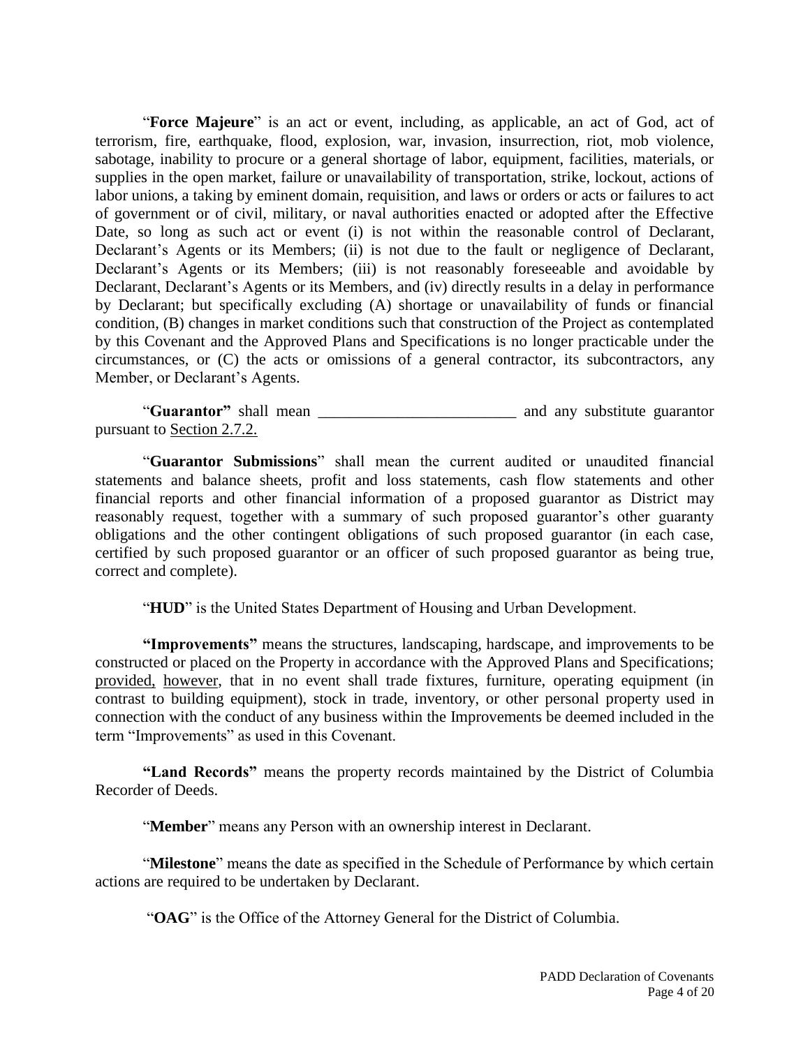"**Force Majeure**" is an act or event, including, as applicable, an act of God, act of terrorism, fire, earthquake, flood, explosion, war, invasion, insurrection, riot, mob violence, sabotage, inability to procure or a general shortage of labor, equipment, facilities, materials, or supplies in the open market, failure or unavailability of transportation, strike, lockout, actions of labor unions, a taking by eminent domain, requisition, and laws or orders or acts or failures to act of government or of civil, military, or naval authorities enacted or adopted after the Effective Date, so long as such act or event (i) is not within the reasonable control of Declarant, Declarant's Agents or its Members; (ii) is not due to the fault or negligence of Declarant, Declarant's Agents or its Members; (iii) is not reasonably foreseeable and avoidable by Declarant, Declarant's Agents or its Members, and (iv) directly results in a delay in performance by Declarant; but specifically excluding (A) shortage or unavailability of funds or financial condition, (B) changes in market conditions such that construction of the Project as contemplated by this Covenant and the Approved Plans and Specifications is no longer practicable under the circumstances, or (C) the acts or omissions of a general contractor, its subcontractors, any Member, or Declarant's Agents.

"**Guarantor**" shall mean _________________________ and any substitute guarantor pursuant to Section 2.7.2.

"**Guarantor Submissions**" shall mean the current audited or unaudited financial statements and balance sheets, profit and loss statements, cash flow statements and other financial reports and other financial information of a proposed guarantor as District may reasonably request, together with a summary of such proposed guarantor's other guaranty obligations and the other contingent obligations of such proposed guarantor (in each case, certified by such proposed guarantor or an officer of such proposed guarantor as being true, correct and complete).

"**HUD**" is the United States Department of Housing and Urban Development.

**"Improvements"** means the structures, landscaping, hardscape, and improvements to be constructed or placed on the Property in accordance with the Approved Plans and Specifications; provided, however, that in no event shall trade fixtures, furniture, operating equipment (in contrast to building equipment), stock in trade, inventory, or other personal property used in connection with the conduct of any business within the Improvements be deemed included in the term "Improvements" as used in this Covenant.

**"Land Records"** means the property records maintained by the District of Columbia Recorder of Deeds.

"**Member**" means any Person with an ownership interest in Declarant.

"**Milestone**" means the date as specified in the Schedule of Performance by which certain actions are required to be undertaken by Declarant.

"**OAG**" is the Office of the Attorney General for the District of Columbia.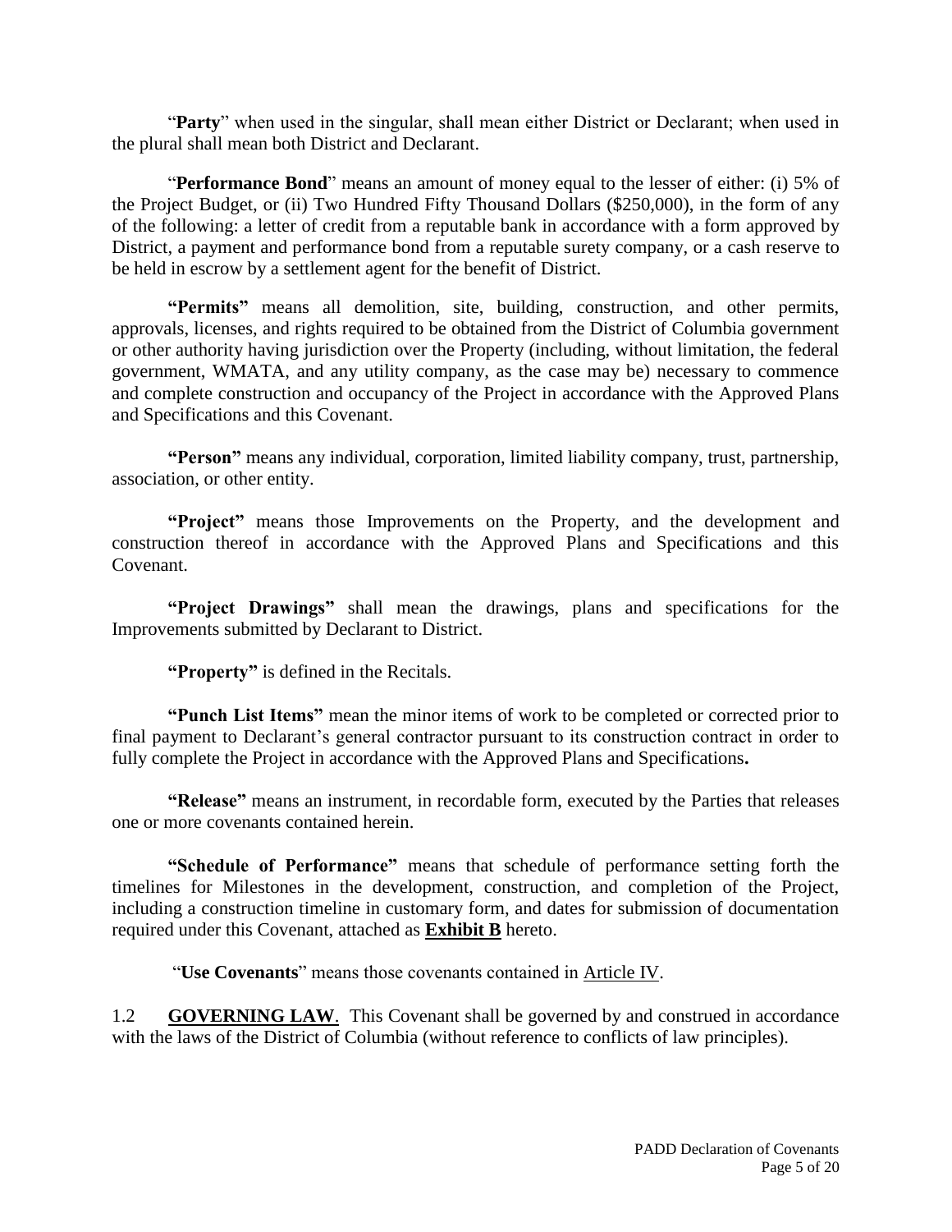"**Party**" when used in the singular, shall mean either District or Declarant; when used in the plural shall mean both District and Declarant.

"**Performance Bond**" means an amount of money equal to the lesser of either: (i) 5% of the Project Budget, or (ii) Two Hundred Fifty Thousand Dollars ($250,000), in the form of any of the following: a letter of credit from a reputable bank in accordance with a form approved by District, a payment and performance bond from a reputable surety company, or a cash reserve to be held in escrow by a settlement agent for the benefit of District.

**"Permits"** means all demolition, site, building, construction, and other permits, approvals, licenses, and rights required to be obtained from the District of Columbia government or other authority having jurisdiction over the Property (including, without limitation, the federal government, WMATA, and any utility company, as the case may be) necessary to commence and complete construction and occupancy of the Project in accordance with the Approved Plans and Specifications and this Covenant.

**"Person"** means any individual, corporation, limited liability company, trust, partnership, association, or other entity.

**"Project"** means those Improvements on the Property, and the development and construction thereof in accordance with the Approved Plans and Specifications and this Covenant.

**"Project Drawings"** shall mean the drawings, plans and specifications for the Improvements submitted by Declarant to District.

**"Property"** is defined in the Recitals.

**"Punch List Items"** mean the minor items of work to be completed or corrected prior to final payment to Declarant's general contractor pursuant to its construction contract in order to fully complete the Project in accordance with the Approved Plans and Specifications**.**

**"Release"** means an instrument, in recordable form, executed by the Parties that releases one or more covenants contained herein.

**"Schedule of Performance"** means that schedule of performance setting forth the timelines for Milestones in the development, construction, and completion of the Project, including a construction timeline in customary form, and dates for submission of documentation required under this Covenant, attached as **Exhibit B** hereto.

"**Use Covenants**" means those covenants contained in Article IV.

1.2 **GOVERNING LAW**. This Covenant shall be governed by and construed in accordance with the laws of the District of Columbia (without reference to conflicts of law principles).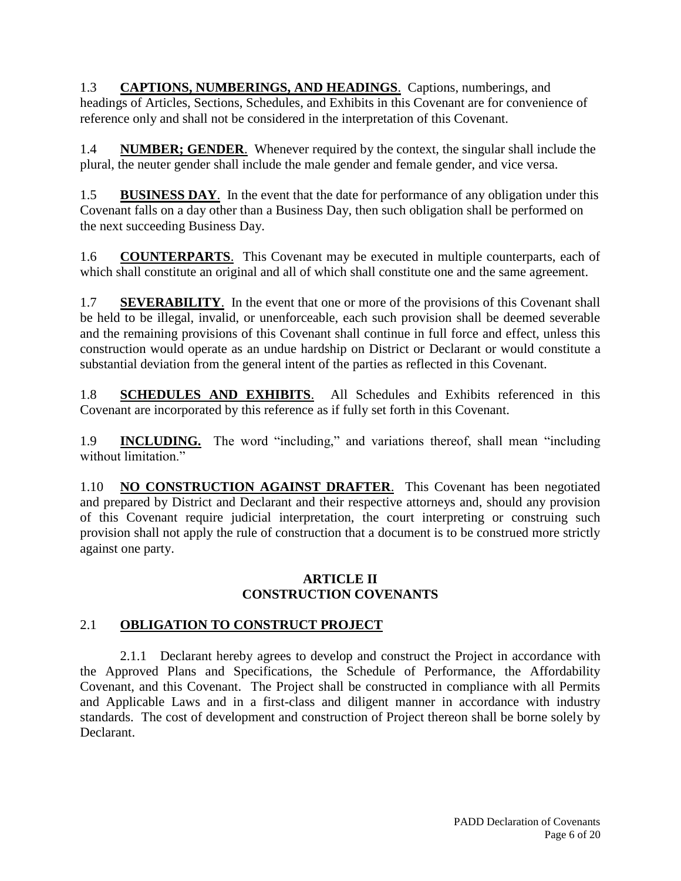1.3 **CAPTIONS, NUMBERINGS, AND HEADINGS**. Captions, numberings, and headings of Articles, Sections, Schedules, and Exhibits in this Covenant are for convenience of reference only and shall not be considered in the interpretation of this Covenant.

1.4 **NUMBER; GENDER**. Whenever required by the context, the singular shall include the plural, the neuter gender shall include the male gender and female gender, and vice versa.

1.5 **BUSINESS DAY**. In the event that the date for performance of any obligation under this Covenant falls on a day other than a Business Day, then such obligation shall be performed on the next succeeding Business Day.

1.6 **COUNTERPARTS**. This Covenant may be executed in multiple counterparts, each of which shall constitute an original and all of which shall constitute one and the same agreement.

1.7 **SEVERABILITY**. In the event that one or more of the provisions of this Covenant shall be held to be illegal, invalid, or unenforceable, each such provision shall be deemed severable and the remaining provisions of this Covenant shall continue in full force and effect, unless this construction would operate as an undue hardship on District or Declarant or would constitute a substantial deviation from the general intent of the parties as reflected in this Covenant.

1.8 **SCHEDULES AND EXHIBITS**. All Schedules and Exhibits referenced in this Covenant are incorporated by this reference as if fully set forth in this Covenant.

1.9 **INCLUDING.** The word "including," and variations thereof, shall mean "including without limitation."

1.10 **NO CONSTRUCTION AGAINST DRAFTER**. This Covenant has been negotiated and prepared by District and Declarant and their respective attorneys and, should any provision of this Covenant require judicial interpretation, the court interpreting or construing such provision shall not apply the rule of construction that a document is to be construed more strictly against one party.

## ARTICLE II
## CONSTRUCTION COVENANTS

### 2.1 OBLIGATION TO CONSTRUCT PROJECT

2.1.1 Declarant hereby agrees to develop and construct the Project in accordance with the Approved Plans and Specifications, the Schedule of Performance, the Affordability Covenant, and this Covenant. The Project shall be constructed in compliance with all Permits and Applicable Laws and in a first-class and diligent manner in accordance with industry standards. The cost of development and construction of Project thereon shall be borne solely by Declarant.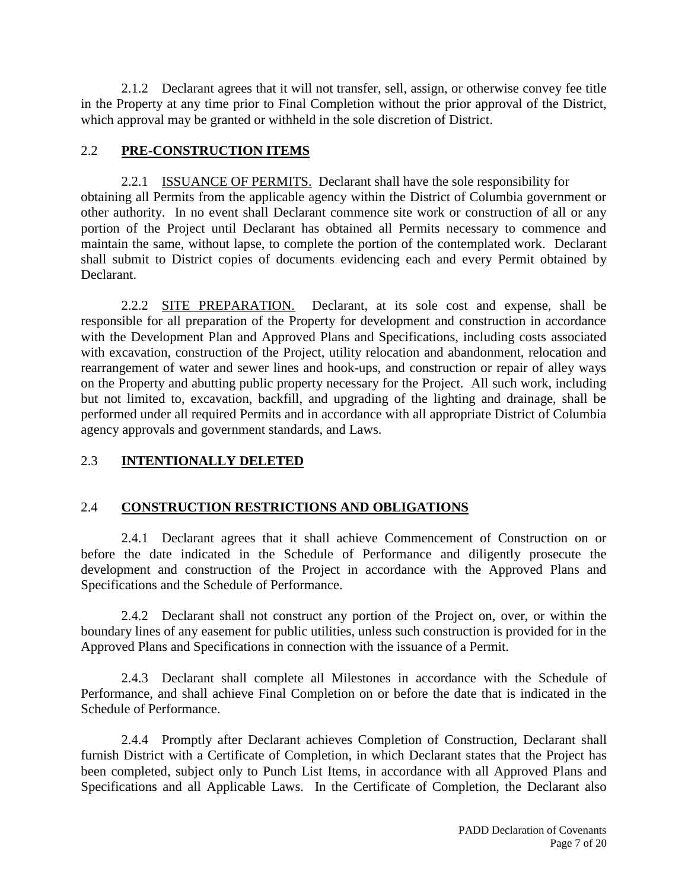2.1.2 Declarant agrees that it will not transfer, sell, assign, or otherwise convey fee title in the Property at any time prior to Final Completion without the prior approval of the District, which approval may be granted or withheld in the sole discretion of District.

## 2.2 **PRE-CONSTRUCTION ITEMS**

2.2.1 ISSUANCE OF PERMITS. Declarant shall have the sole responsibility for obtaining all Permits from the applicable agency within the District of Columbia government or other authority. In no event shall Declarant commence site work or construction of all or any portion of the Project until Declarant has obtained all Permits necessary to commence and maintain the same, without lapse, to complete the portion of the contemplated work. Declarant shall submit to District copies of documents evidencing each and every Permit obtained by Declarant.

2.2.2 SITE PREPARATION. Declarant, at its sole cost and expense, shall be responsible for all preparation of the Property for development and construction in accordance with the Development Plan and Approved Plans and Specifications, including costs associated with excavation, construction of the Project, utility relocation and abandonment, relocation and rearrangement of water and sewer lines and hook-ups, and construction or repair of alley ways on the Property and abutting public property necessary for the Project. All such work, including but not limited to, excavation, backfill, and upgrading of the lighting and drainage, shall be performed under all required Permits and in accordance with all appropriate District of Columbia agency approvals and government standards, and Laws.

## 2.3 **INTENTIONALLY DELETED**

## 2.4 **CONSTRUCTION RESTRICTIONS AND OBLIGATIONS**

2.4.1 Declarant agrees that it shall achieve Commencement of Construction on or before the date indicated in the Schedule of Performance and diligently prosecute the development and construction of the Project in accordance with the Approved Plans and Specifications and the Schedule of Performance.

2.4.2 Declarant shall not construct any portion of the Project on, over, or within the boundary lines of any easement for public utilities, unless such construction is provided for in the Approved Plans and Specifications in connection with the issuance of a Permit.

2.4.3 Declarant shall complete all Milestones in accordance with the Schedule of Performance, and shall achieve Final Completion on or before the date that is indicated in the Schedule of Performance.

2.4.4 Promptly after Declarant achieves Completion of Construction, Declarant shall furnish District with a Certificate of Completion, in which Declarant states that the Project has been completed, subject only to Punch List Items, in accordance with all Approved Plans and Specifications and all Applicable Laws. In the Certificate of Completion, the Declarant also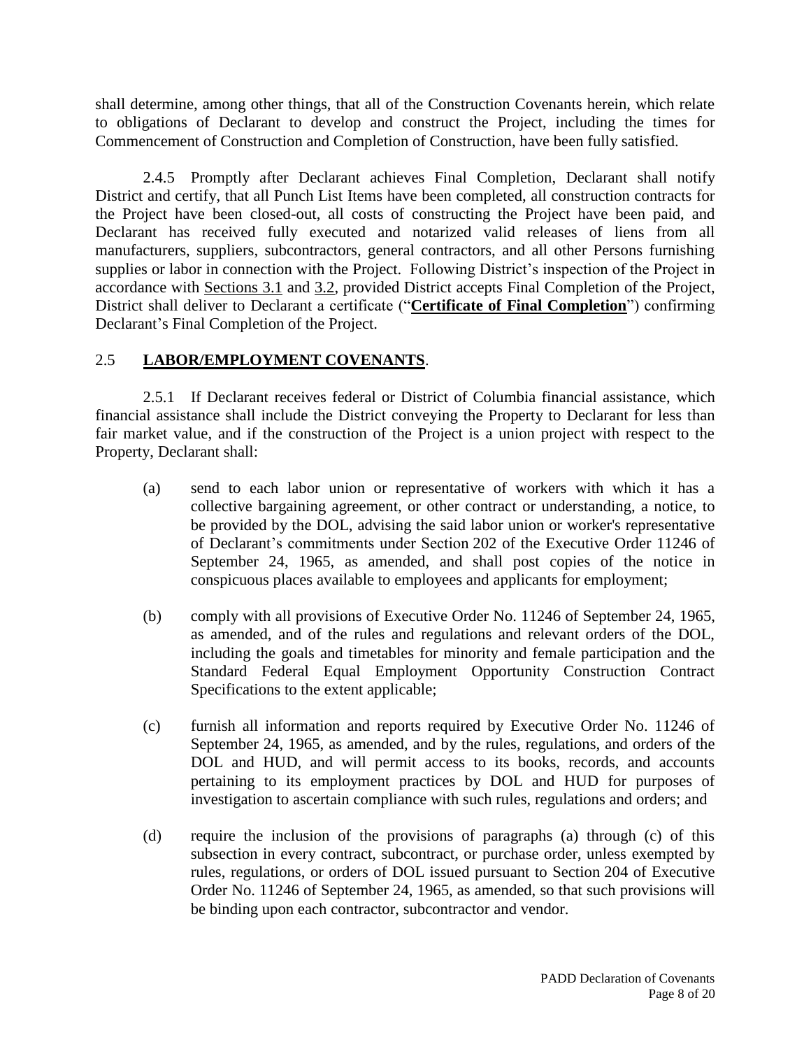shall determine, among other things, that all of the Construction Covenants herein, which relate to obligations of Declarant to develop and construct the Project, including the times for Commencement of Construction and Completion of Construction, have been fully satisfied.

2.4.5 Promptly after Declarant achieves Final Completion, Declarant shall notify District and certify, that all Punch List Items have been completed, all construction contracts for the Project have been closed-out, all costs of constructing the Project have been paid, and Declarant has received fully executed and notarized valid releases of liens from all manufacturers, suppliers, subcontractors, general contractors, and all other Persons furnishing supplies or labor in connection with the Project. Following District's inspection of the Project in accordance with Sections 3.1 and 3.2, provided District accepts Final Completion of the Project, District shall deliver to Declarant a certificate ("**Certificate of Final Completion**") confirming Declarant's Final Completion of the Project.

## 2.5 **LABOR/EMPLOYMENT COVENANTS**.

2.5.1 If Declarant receives federal or District of Columbia financial assistance, which financial assistance shall include the District conveying the Property to Declarant for less than fair market value, and if the construction of the Project is a union project with respect to the Property, Declarant shall:

(a) send to each labor union or representative of workers with which it has a collective bargaining agreement, or other contract or understanding, a notice, to be provided by the DOL, advising the said labor union or worker's representative of Declarant's commitments under Section 202 of the Executive Order 11246 of September 24, 1965, as amended, and shall post copies of the notice in conspicuous places available to employees and applicants for employment;

(b) comply with all provisions of Executive Order No. 11246 of September 24, 1965, as amended, and of the rules and regulations and relevant orders of the DOL, including the goals and timetables for minority and female participation and the Standard Federal Equal Employment Opportunity Construction Contract Specifications to the extent applicable;

(c) furnish all information and reports required by Executive Order No. 11246 of September 24, 1965, as amended, and by the rules, regulations, and orders of the DOL and HUD, and will permit access to its books, records, and accounts pertaining to its employment practices by DOL and HUD for purposes of investigation to ascertain compliance with such rules, regulations and orders; and

(d) require the inclusion of the provisions of paragraphs (a) through (c) of this subsection in every contract, subcontract, or purchase order, unless exempted by rules, regulations, or orders of DOL issued pursuant to Section 204 of Executive Order No. 11246 of September 24, 1965, as amended, so that such provisions will be binding upon each contractor, subcontractor and vendor.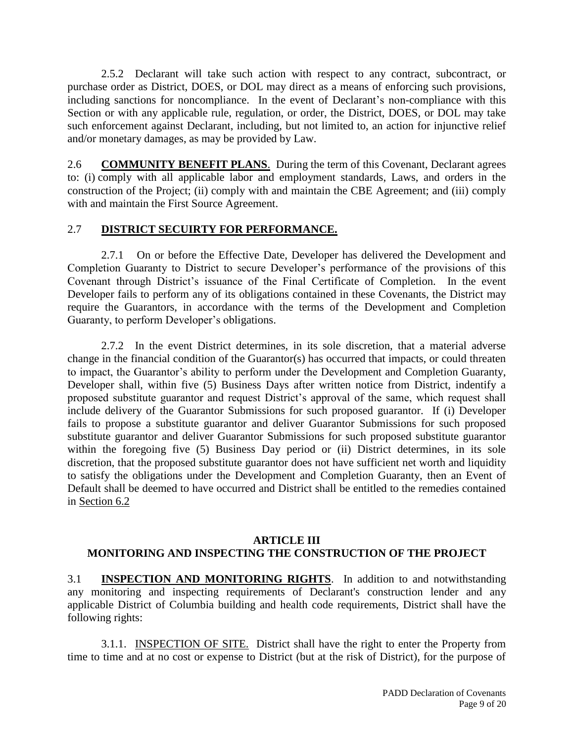2.5.2 Declarant will take such action with respect to any contract, subcontract, or purchase order as District, DOES, or DOL may direct as a means of enforcing such provisions, including sanctions for noncompliance. In the event of Declarant's non-compliance with this Section or with any applicable rule, regulation, or order, the District, DOES, or DOL may take such enforcement against Declarant, including, but not limited to, an action for injunctive relief and/or monetary damages, as may be provided by Law.

2.6 **COMMUNITY BENEFIT PLANS**. During the term of this Covenant, Declarant agrees to: (i) comply with all applicable labor and employment standards, Laws, and orders in the construction of the Project; (ii) comply with and maintain the CBE Agreement; and (iii) comply with and maintain the First Source Agreement.

2.7 **DISTRICT SECUIRTY FOR PERFORMANCE.**

2.7.1 On or before the Effective Date, Developer has delivered the Development and Completion Guaranty to District to secure Developer's performance of the provisions of this Covenant through District's issuance of the Final Certificate of Completion. In the event Developer fails to perform any of its obligations contained in these Covenants, the District may require the Guarantors, in accordance with the terms of the Development and Completion Guaranty, to perform Developer's obligations.

2.7.2 In the event District determines, in its sole discretion, that a material adverse change in the financial condition of the Guarantor(s) has occurred that impacts, or could threaten to impact, the Guarantor's ability to perform under the Development and Completion Guaranty, Developer shall, within five (5) Business Days after written notice from District, indentify a proposed substitute guarantor and request District's approval of the same, which request shall include delivery of the Guarantor Submissions for such proposed guarantor. If (i) Developer fails to propose a substitute guarantor and deliver Guarantor Submissions for such proposed substitute guarantor and deliver Guarantor Submissions for such proposed substitute guarantor within the foregoing five (5) Business Day period or (ii) District determines, in its sole discretion, that the proposed substitute guarantor does not have sufficient net worth and liquidity to satisfy the obligations under the Development and Completion Guaranty, then an Event of Default shall be deemed to have occurred and District shall be entitled to the remedies contained in Section 6.2

## ARTICLE III
## MONITORING AND INSPECTING THE CONSTRUCTION OF THE PROJECT

3.1 **INSPECTION AND MONITORING RIGHTS**. In addition to and notwithstanding any monitoring and inspecting requirements of Declarant's construction lender and any applicable District of Columbia building and health code requirements, District shall have the following rights:

3.1.1. INSPECTION OF SITE. District shall have the right to enter the Property from time to time and at no cost or expense to District (but at the risk of District), for the purpose of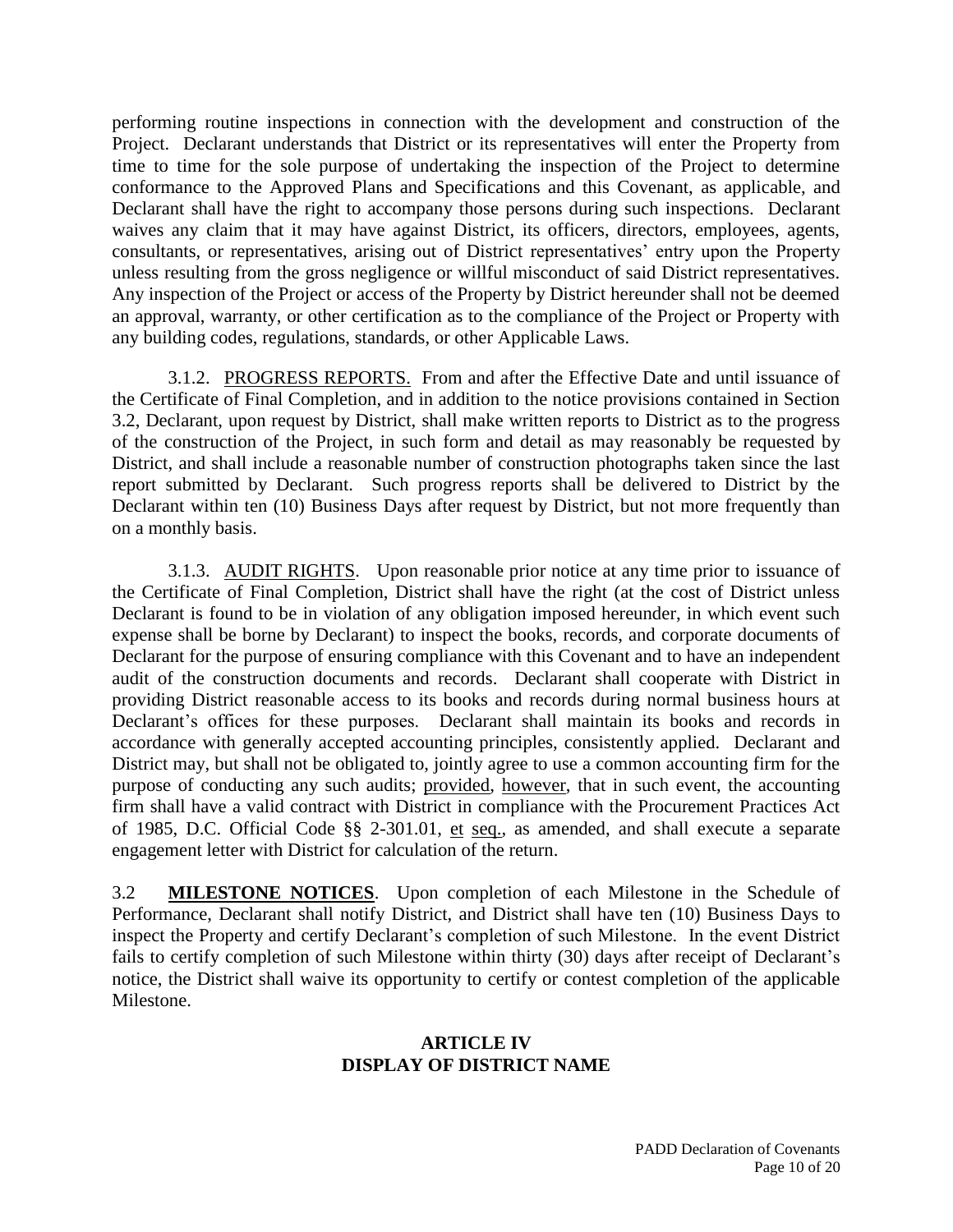performing routine inspections in connection with the development and construction of the Project. Declarant understands that District or its representatives will enter the Property from time to time for the sole purpose of undertaking the inspection of the Project to determine conformance to the Approved Plans and Specifications and this Covenant, as applicable, and Declarant shall have the right to accompany those persons during such inspections. Declarant waives any claim that it may have against District, its officers, directors, employees, agents, consultants, or representatives, arising out of District representatives' entry upon the Property unless resulting from the gross negligence or willful misconduct of said District representatives. Any inspection of the Project or access of the Property by District hereunder shall not be deemed an approval, warranty, or other certification as to the compliance of the Project or Property with any building codes, regulations, standards, or other Applicable Laws.

3.1.2. PROGRESS REPORTS. From and after the Effective Date and until issuance of the Certificate of Final Completion, and in addition to the notice provisions contained in Section 3.2, Declarant, upon request by District, shall make written reports to District as to the progress of the construction of the Project, in such form and detail as may reasonably be requested by District, and shall include a reasonable number of construction photographs taken since the last report submitted by Declarant. Such progress reports shall be delivered to District by the Declarant within ten (10) Business Days after request by District, but not more frequently than on a monthly basis.

3.1.3. AUDIT RIGHTS. Upon reasonable prior notice at any time prior to issuance of the Certificate of Final Completion, District shall have the right (at the cost of District unless Declarant is found to be in violation of any obligation imposed hereunder, in which event such expense shall be borne by Declarant) to inspect the books, records, and corporate documents of Declarant for the purpose of ensuring compliance with this Covenant and to have an independent audit of the construction documents and records. Declarant shall cooperate with District in providing District reasonable access to its books and records during normal business hours at Declarant's offices for these purposes. Declarant shall maintain its books and records in accordance with generally accepted accounting principles, consistently applied. Declarant and District may, but shall not be obligated to, jointly agree to use a common accounting firm for the purpose of conducting any such audits; provided, however, that in such event, the accounting firm shall have a valid contract with District in compliance with the Procurement Practices Act of 1985, D.C. Official Code §§ 2-301.01, et seq., as amended, and shall execute a separate engagement letter with District for calculation of the return.

3.2 **MILESTONE NOTICES**. Upon completion of each Milestone in the Schedule of Performance, Declarant shall notify District, and District shall have ten (10) Business Days to inspect the Property and certify Declarant's completion of such Milestone. In the event District fails to certify completion of such Milestone within thirty (30) days after receipt of Declarant's notice, the District shall waive its opportunity to certify or contest completion of the applicable Milestone.

## ARTICLE IV
## DISPLAY OF DISTRICT NAME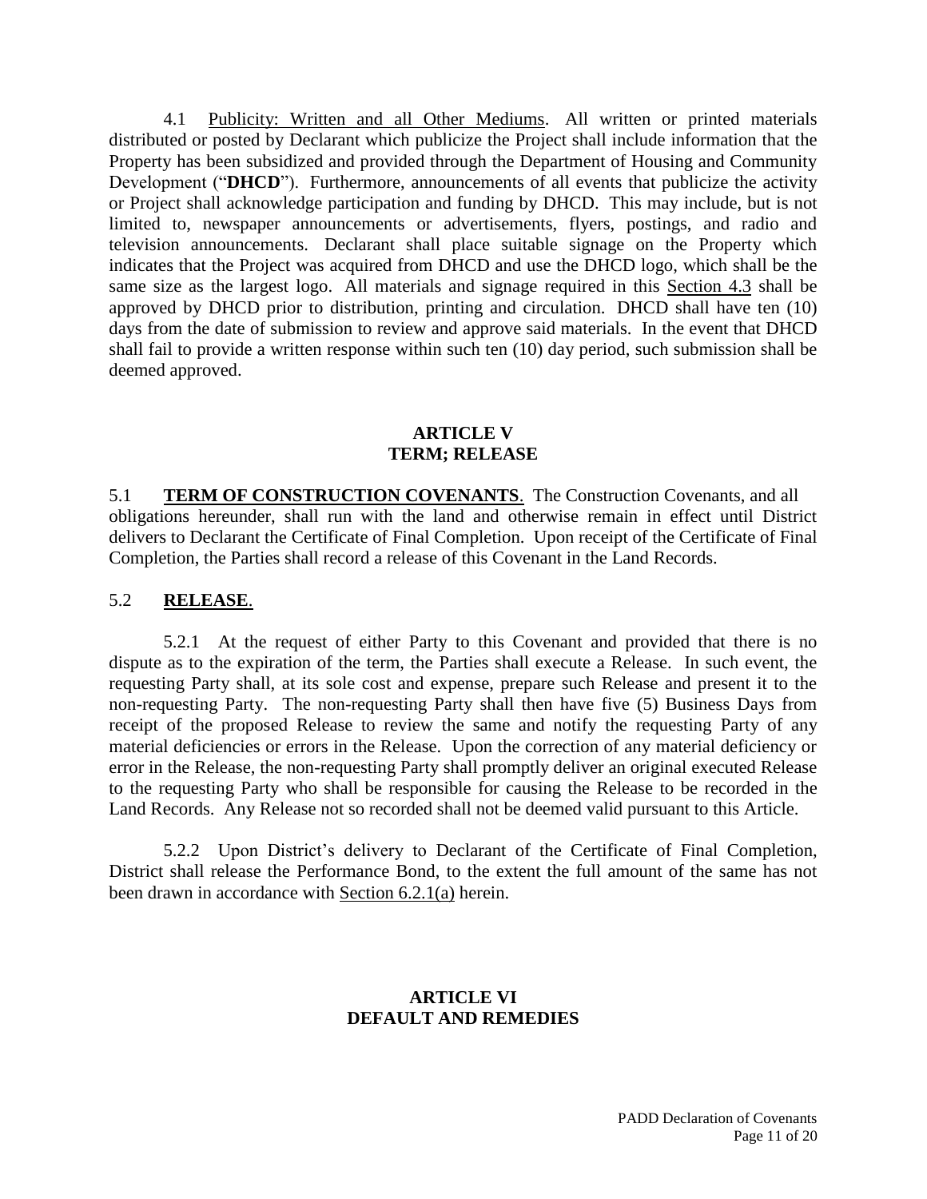4.1 Publicity: Written and all Other Mediums. All written or printed materials distributed or posted by Declarant which publicize the Project shall include information that the Property has been subsidized and provided through the Department of Housing and Community Development ("**DHCD**"). Furthermore, announcements of all events that publicize the activity or Project shall acknowledge participation and funding by DHCD. This may include, but is not limited to, newspaper announcements or advertisements, flyers, postings, and radio and television announcements. Declarant shall place suitable signage on the Property which indicates that the Project was acquired from DHCD and use the DHCD logo, which shall be the same size as the largest logo. All materials and signage required in this Section 4.3 shall be approved by DHCD prior to distribution, printing and circulation. DHCD shall have ten (10) days from the date of submission to review and approve said materials. In the event that DHCD shall fail to provide a written response within such ten (10) day period, such submission shall be deemed approved.

## ARTICLE V
## TERM; RELEASE

5.1 **TERM OF CONSTRUCTION COVENANTS**. The Construction Covenants, and all obligations hereunder, shall run with the land and otherwise remain in effect until District delivers to Declarant the Certificate of Final Completion. Upon receipt of the Certificate of Final Completion, the Parties shall record a release of this Covenant in the Land Records.

5.2 **RELEASE**.

5.2.1 At the request of either Party to this Covenant and provided that there is no dispute as to the expiration of the term, the Parties shall execute a Release. In such event, the requesting Party shall, at its sole cost and expense, prepare such Release and present it to the non-requesting Party. The non-requesting Party shall then have five (5) Business Days from receipt of the proposed Release to review the same and notify the requesting Party of any material deficiencies or errors in the Release. Upon the correction of any material deficiency or error in the Release, the non-requesting Party shall promptly deliver an original executed Release to the requesting Party who shall be responsible for causing the Release to be recorded in the Land Records. Any Release not so recorded shall not be deemed valid pursuant to this Article.

5.2.2 Upon District's delivery to Declarant of the Certificate of Final Completion, District shall release the Performance Bond, to the extent the full amount of the same has not been drawn in accordance with Section 6.2.1(a) herein.

## ARTICLE VI
## DEFAULT AND REMEDIES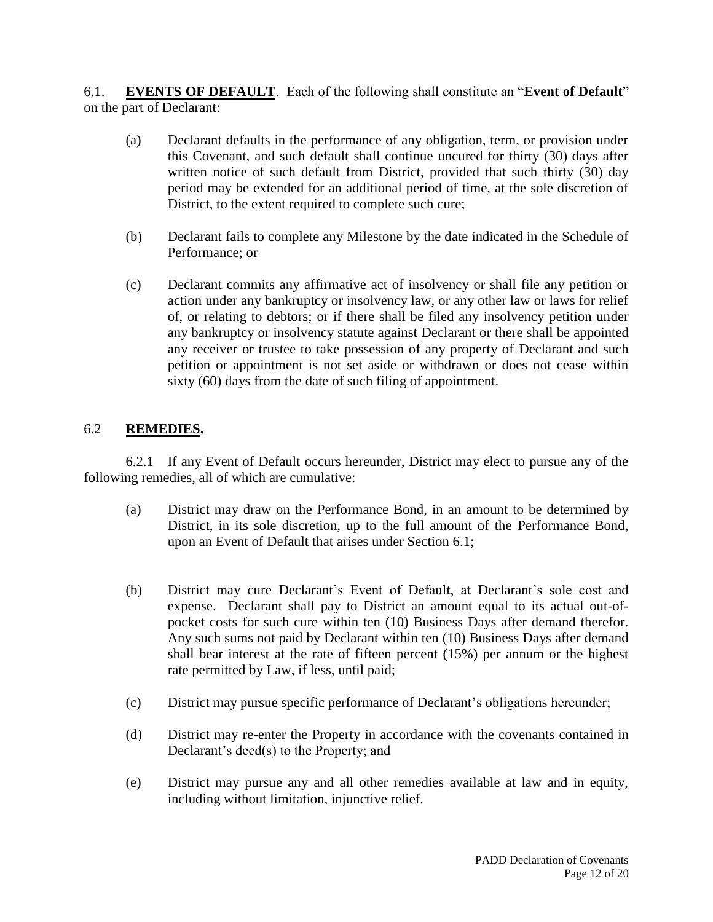6.1. **EVENTS OF DEFAULT**. Each of the following shall constitute an "**Event of Default**" on the part of Declarant:

(a) Declarant defaults in the performance of any obligation, term, or provision under this Covenant, and such default shall continue uncured for thirty (30) days after written notice of such default from District, provided that such thirty (30) day period may be extended for an additional period of time, at the sole discretion of District, to the extent required to complete such cure;

(b) Declarant fails to complete any Milestone by the date indicated in the Schedule of Performance; or

(c) Declarant commits any affirmative act of insolvency or shall file any petition or action under any bankruptcy or insolvency law, or any other law or laws for relief of, or relating to debtors; or if there shall be filed any insolvency petition under any bankruptcy or insolvency statute against Declarant or there shall be appointed any receiver or trustee to take possession of any property of Declarant and such petition or appointment is not set aside or withdrawn or does not cease within sixty (60) days from the date of such filing of appointment.

6.2 **REMEDIES.**

6.2.1 If any Event of Default occurs hereunder, District may elect to pursue any of the following remedies, all of which are cumulative:

(a) District may draw on the Performance Bond, in an amount to be determined by District, in its sole discretion, up to the full amount of the Performance Bond, upon an Event of Default that arises under Section 6.1;

(b) District may cure Declarant's Event of Default, at Declarant's sole cost and expense. Declarant shall pay to District an amount equal to its actual out-of-pocket costs for such cure within ten (10) Business Days after demand therefor. Any such sums not paid by Declarant within ten (10) Business Days after demand shall bear interest at the rate of fifteen percent (15%) per annum or the highest rate permitted by Law, if less, until paid;

(c) District may pursue specific performance of Declarant's obligations hereunder;

(d) District may re-enter the Property in accordance with the covenants contained in Declarant's deed(s) to the Property; and

(e) District may pursue any and all other remedies available at law and in equity, including without limitation, injunctive relief.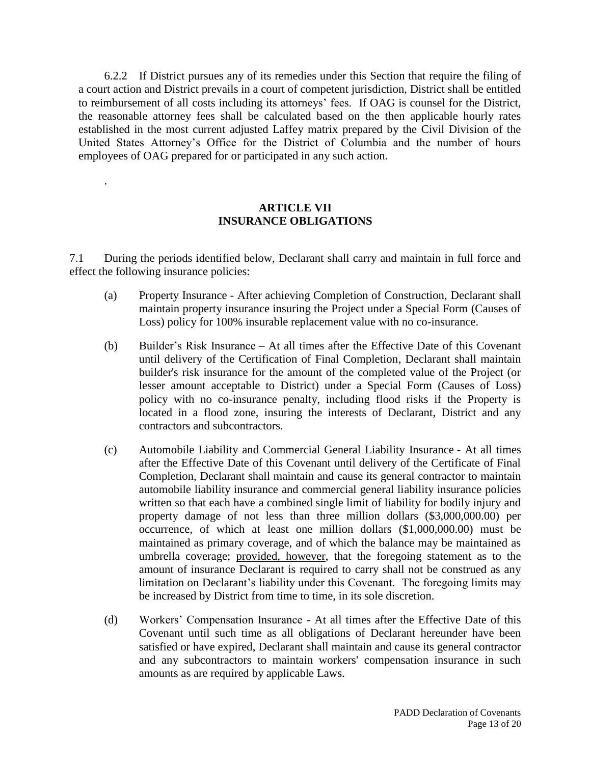6.2.2 If District pursues any of its remedies under this Section that require the filing of a court action and District prevails in a court of competent jurisdiction, District shall be entitled to reimbursement of all costs including its attorneys' fees. If OAG is counsel for the District, the reasonable attorney fees shall be calculated based on the then applicable hourly rates established in the most current adjusted Laffey matrix prepared by the Civil Division of the United States Attorney's Office for the District of Columbia and the number of hours employees of OAG prepared for or participated in any such action.

.

## ARTICLE VII
## INSURANCE OBLIGATIONS

7.1 During the periods identified below, Declarant shall carry and maintain in full force and effect the following insurance policies:

(a) Property Insurance - After achieving Completion of Construction, Declarant shall maintain property insurance insuring the Project under a Special Form (Causes of Loss) policy for 100% insurable replacement value with no co-insurance.

(b) Builder's Risk Insurance – At all times after the Effective Date of this Covenant until delivery of the Certification of Final Completion, Declarant shall maintain builder's risk insurance for the amount of the completed value of the Project (or lesser amount acceptable to District) under a Special Form (Causes of Loss) policy with no co-insurance penalty, including flood risks if the Property is located in a flood zone, insuring the interests of Declarant, District and any contractors and subcontractors.

(c) Automobile Liability and Commercial General Liability Insurance - At all times after the Effective Date of this Covenant until delivery of the Certificate of Final Completion, Declarant shall maintain and cause its general contractor to maintain automobile liability insurance and commercial general liability insurance policies written so that each have a combined single limit of liability for bodily injury and property damage of not less than three million dollars ($3,000,000.00) per occurrence, of which at least one million dollars ($1,000,000.00) must be maintained as primary coverage, and of which the balance may be maintained as umbrella coverage; provided, however, that the foregoing statement as to the amount of insurance Declarant is required to carry shall not be construed as any limitation on Declarant's liability under this Covenant. The foregoing limits may be increased by District from time to time, in its sole discretion.

(d) Workers' Compensation Insurance - At all times after the Effective Date of this Covenant until such time as all obligations of Declarant hereunder have been satisfied or have expired, Declarant shall maintain and cause its general contractor and any subcontractors to maintain workers' compensation insurance in such amounts as are required by applicable Laws.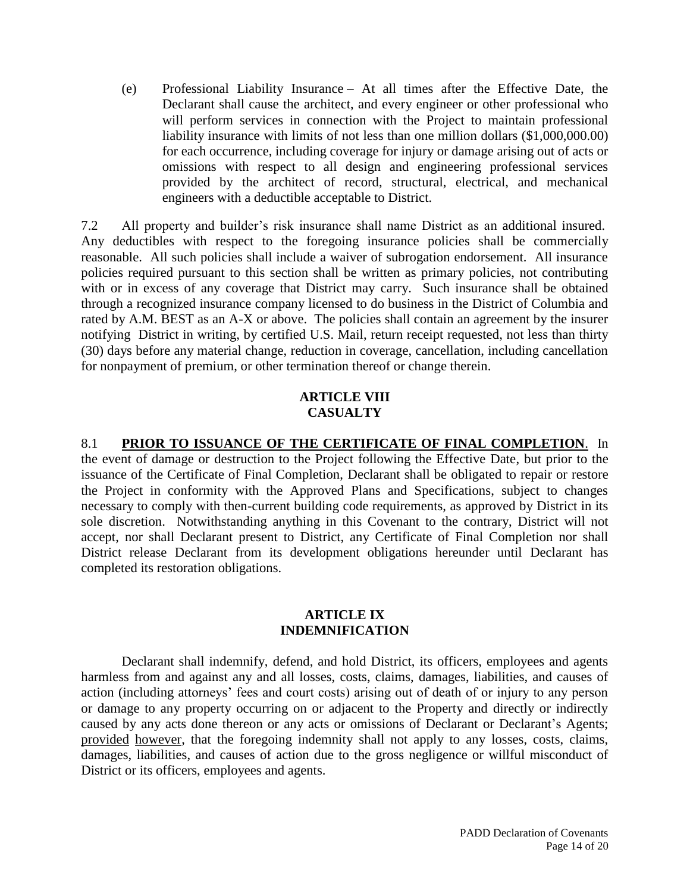(e) Professional Liability Insurance – At all times after the Effective Date, the Declarant shall cause the architect, and every engineer or other professional who will perform services in connection with the Project to maintain professional liability insurance with limits of not less than one million dollars ($1,000,000.00) for each occurrence, including coverage for injury or damage arising out of acts or omissions with respect to all design and engineering professional services provided by the architect of record, structural, electrical, and mechanical engineers with a deductible acceptable to District.

7.2 All property and builder's risk insurance shall name District as an additional insured. Any deductibles with respect to the foregoing insurance policies shall be commercially reasonable. All such policies shall include a waiver of subrogation endorsement. All insurance policies required pursuant to this section shall be written as primary policies, not contributing with or in excess of any coverage that District may carry. Such insurance shall be obtained through a recognized insurance company licensed to do business in the District of Columbia and rated by A.M. BEST as an A-X or above. The policies shall contain an agreement by the insurer notifying District in writing, by certified U.S. Mail, return receipt requested, not less than thirty (30) days before any material change, reduction in coverage, cancellation, including cancellation for nonpayment of premium, or other termination thereof or change therein.

## ARTICLE VIII
## CASUALTY

8.1 **PRIOR TO ISSUANCE OF THE CERTIFICATE OF FINAL COMPLETION**. In the event of damage or destruction to the Project following the Effective Date, but prior to the issuance of the Certificate of Final Completion, Declarant shall be obligated to repair or restore the Project in conformity with the Approved Plans and Specifications, subject to changes necessary to comply with then-current building code requirements, as approved by District in its sole discretion. Notwithstanding anything in this Covenant to the contrary, District will not accept, nor shall Declarant present to District, any Certificate of Final Completion nor shall District release Declarant from its development obligations hereunder until Declarant has completed its restoration obligations.

## ARTICLE IX
## INDEMNIFICATION

Declarant shall indemnify, defend, and hold District, its officers, employees and agents harmless from and against any and all losses, costs, claims, damages, liabilities, and causes of action (including attorneys' fees and court costs) arising out of death of or injury to any person or damage to any property occurring on or adjacent to the Property and directly or indirectly caused by any acts done thereon or any acts or omissions of Declarant or Declarant's Agents; provided however, that the foregoing indemnity shall not apply to any losses, costs, claims, damages, liabilities, and causes of action due to the gross negligence or willful misconduct of District or its officers, employees and agents.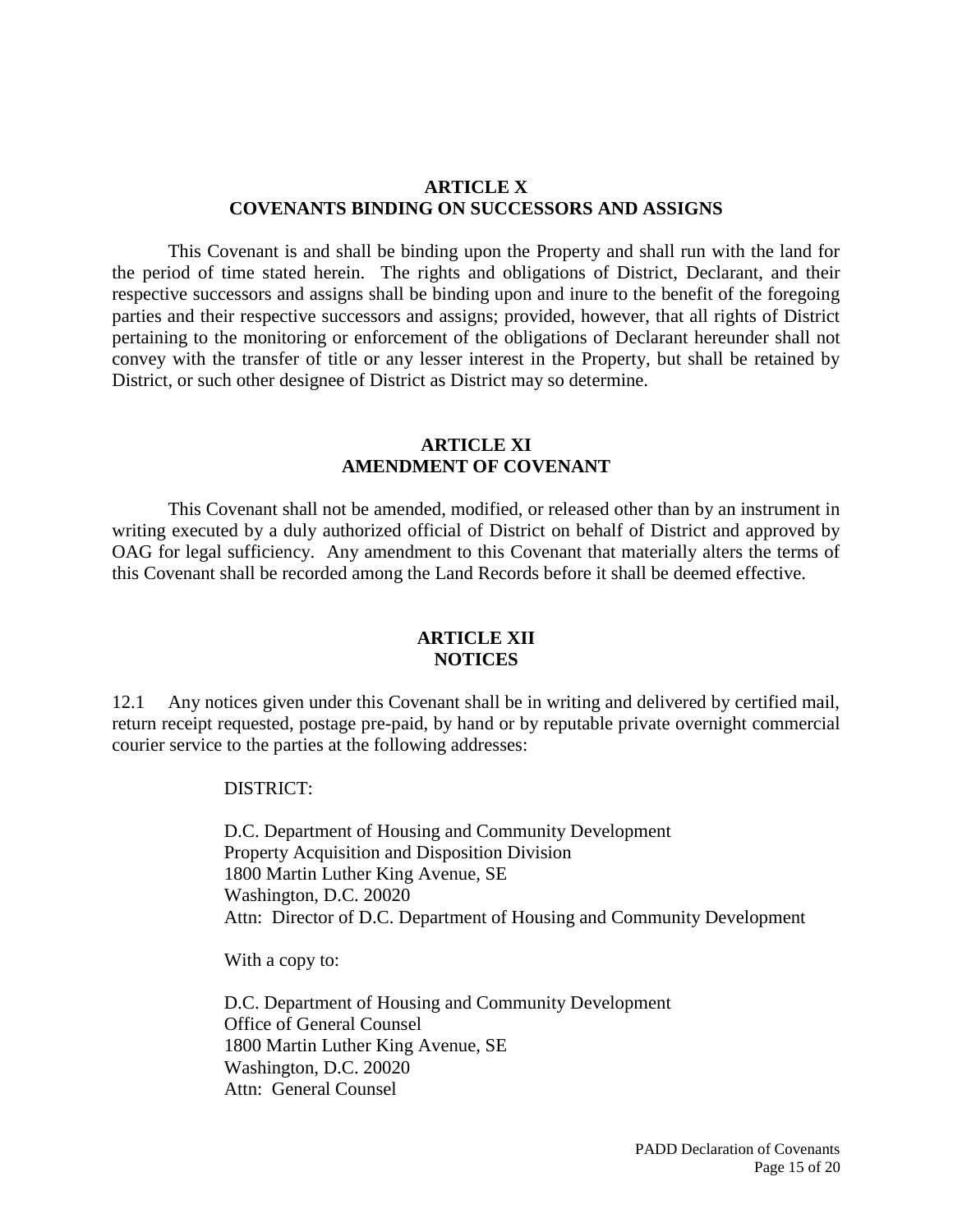## ARTICLE X
## COVENANTS BINDING ON SUCCESSORS AND ASSIGNS

This Covenant is and shall be binding upon the Property and shall run with the land for the period of time stated herein. The rights and obligations of District, Declarant, and their respective successors and assigns shall be binding upon and inure to the benefit of the foregoing parties and their respective successors and assigns; provided, however, that all rights of District pertaining to the monitoring or enforcement of the obligations of Declarant hereunder shall not convey with the transfer of title or any lesser interest in the Property, but shall be retained by District, or such other designee of District as District may so determine.

## ARTICLE XI
## AMENDMENT OF COVENANT

This Covenant shall not be amended, modified, or released other than by an instrument in writing executed by a duly authorized official of District on behalf of District and approved by OAG for legal sufficiency. Any amendment to this Covenant that materially alters the terms of this Covenant shall be recorded among the Land Records before it shall be deemed effective.

## ARTICLE XII
## NOTICES

12.1 Any notices given under this Covenant shall be in writing and delivered by certified mail, return receipt requested, postage pre-paid, by hand or by reputable private overnight commercial courier service to the parties at the following addresses:

DISTRICT:

D.C. Department of Housing and Community Development
Property Acquisition and Disposition Division
1800 Martin Luther King Avenue, SE
Washington, D.C. 20020
Attn: Director of D.C. Department of Housing and Community Development

With a copy to:

D.C. Department of Housing and Community Development
Office of General Counsel
1800 Martin Luther King Avenue, SE
Washington, D.C. 20020
Attn: General Counsel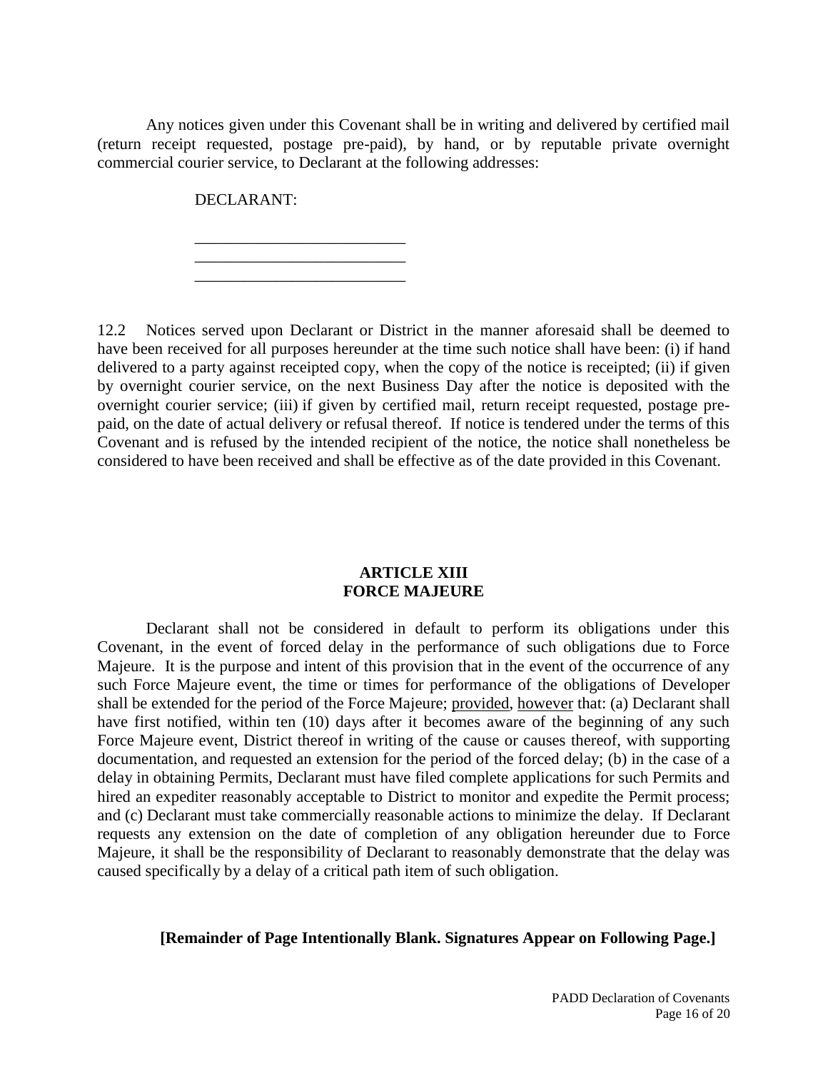Any notices given under this Covenant shall be in writing and delivered by certified mail (return receipt requested, postage pre-paid), by hand, or by reputable private overnight commercial courier service, to Declarant at the following addresses:

DECLARANT:

\_\_\_\_\_\_\_\_\_\_\_\_\_\_\_\_\_\_\_\_\_\_\_\_\_\_
\_\_\_\_\_\_\_\_\_\_\_\_\_\_\_\_\_\_\_\_\_\_\_\_\_\_
\_\_\_\_\_\_\_\_\_\_\_\_\_\_\_\_\_\_\_\_\_\_\_\_\_\_

12.2 Notices served upon Declarant or District in the manner aforesaid shall be deemed to have been received for all purposes hereunder at the time such notice shall have been: (i) if hand delivered to a party against receipted copy, when the copy of the notice is receipted; (ii) if given by overnight courier service, on the next Business Day after the notice is deposited with the overnight courier service; (iii) if given by certified mail, return receipt requested, postage pre-paid, on the date of actual delivery or refusal thereof. If notice is tendered under the terms of this Covenant and is refused by the intended recipient of the notice, the notice shall nonetheless be considered to have been received and shall be effective as of the date provided in this Covenant.

## ARTICLE XIII
## FORCE MAJEURE

Declarant shall not be considered in default to perform its obligations under this Covenant, in the event of forced delay in the performance of such obligations due to Force Majeure. It is the purpose and intent of this provision that in the event of the occurrence of any such Force Majeure event, the time or times for performance of the obligations of Developer shall be extended for the period of the Force Majeure; provided, however that: (a) Declarant shall have first notified, within ten (10) days after it becomes aware of the beginning of any such Force Majeure event, District thereof in writing of the cause or causes thereof, with supporting documentation, and requested an extension for the period of the forced delay; (b) in the case of a delay in obtaining Permits, Declarant must have filed complete applications for such Permits and hired an expediter reasonably acceptable to District to monitor and expedite the Permit process; and (c) Declarant must take commercially reasonable actions to minimize the delay. If Declarant requests any extension on the date of completion of any obligation hereunder due to Force Majeure, it shall be the responsibility of Declarant to reasonably demonstrate that the delay was caused specifically by a delay of a critical path item of such obligation.

**[Remainder of Page Intentionally Blank. Signatures Appear on Following Page.]**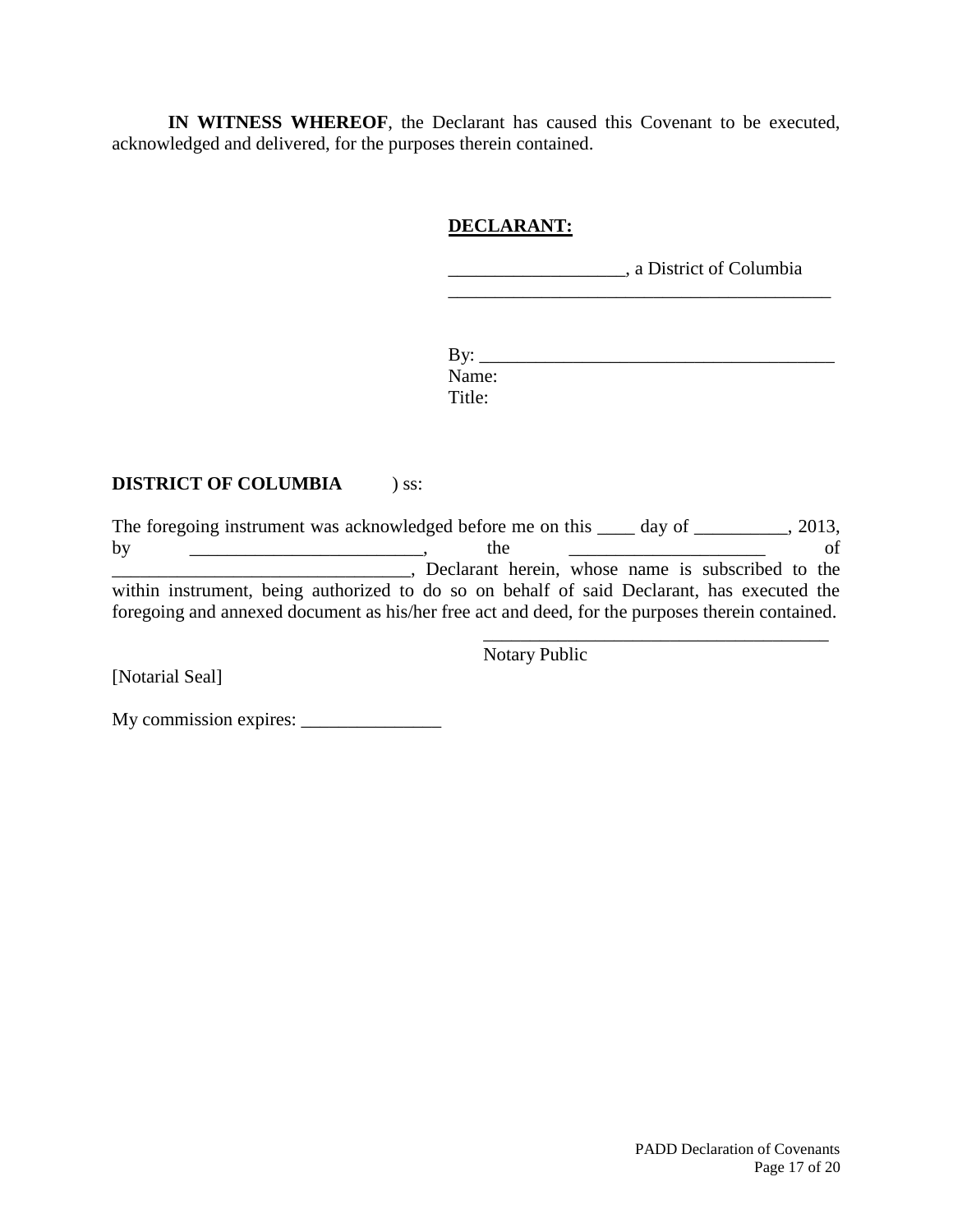**IN WITNESS WHEREOF**, the Declarant has caused this Covenant to be executed, acknowledged and delivered, for the purposes therein contained.

**DECLARANT:**

___________________, a District of Columbia
__________________________________________

By: ______________________________________
Name:
Title:

**DISTRICT OF COLUMBIA** ) ss:

The foregoing instrument was acknowledged before me on this ____ day of __________, 2013, by _________________________, the _____________________ of ________________________________, Declarant herein, whose name is subscribed to the within instrument, being authorized to do so on behalf of said Declarant, has executed the foregoing and annexed document as his/her free act and deed, for the purposes therein contained.

_____________________________________
Notary Public

[Notarial Seal]

My commission expires: _______________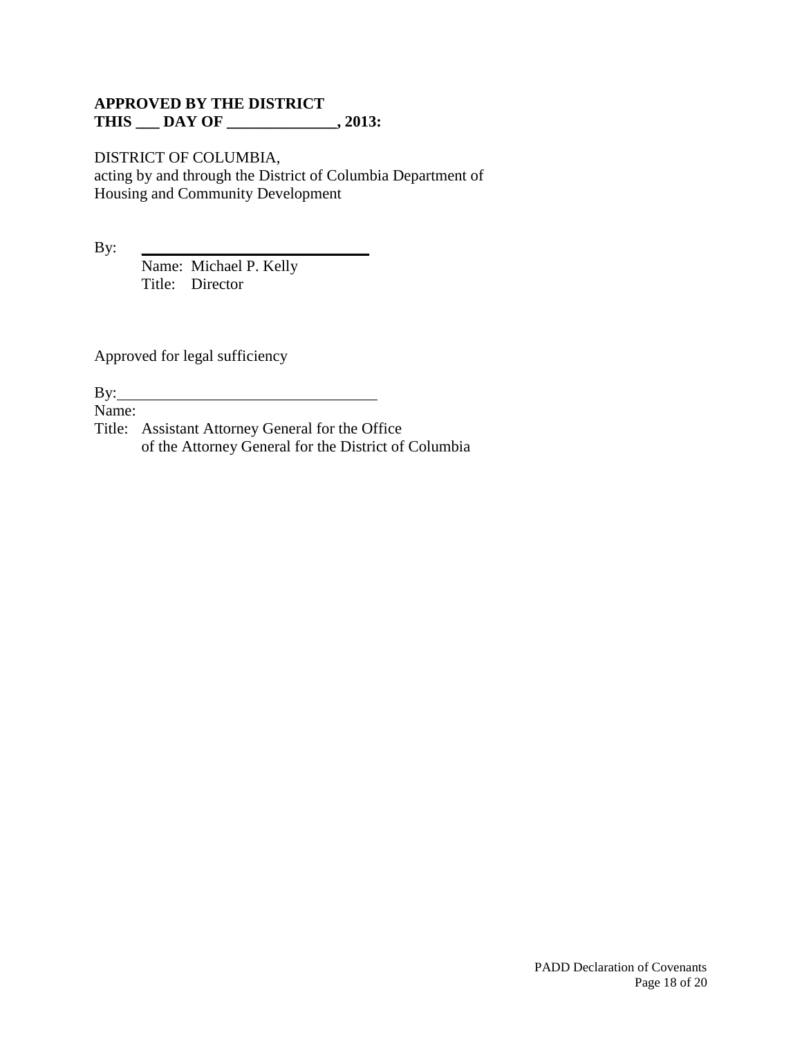**APPROVED BY THE DISTRICT**
**THIS ___ DAY OF ______________, 2013:**

DISTRICT OF COLUMBIA,
acting by and through the District of Columbia Department of Housing and Community Development

By: ______________________________
Name: Michael P. Kelly
Title: Director

Approved for legal sufficiency

By: ______________________________
Name:
Title: Assistant Attorney General for the Office of the Attorney General for the District of Columbia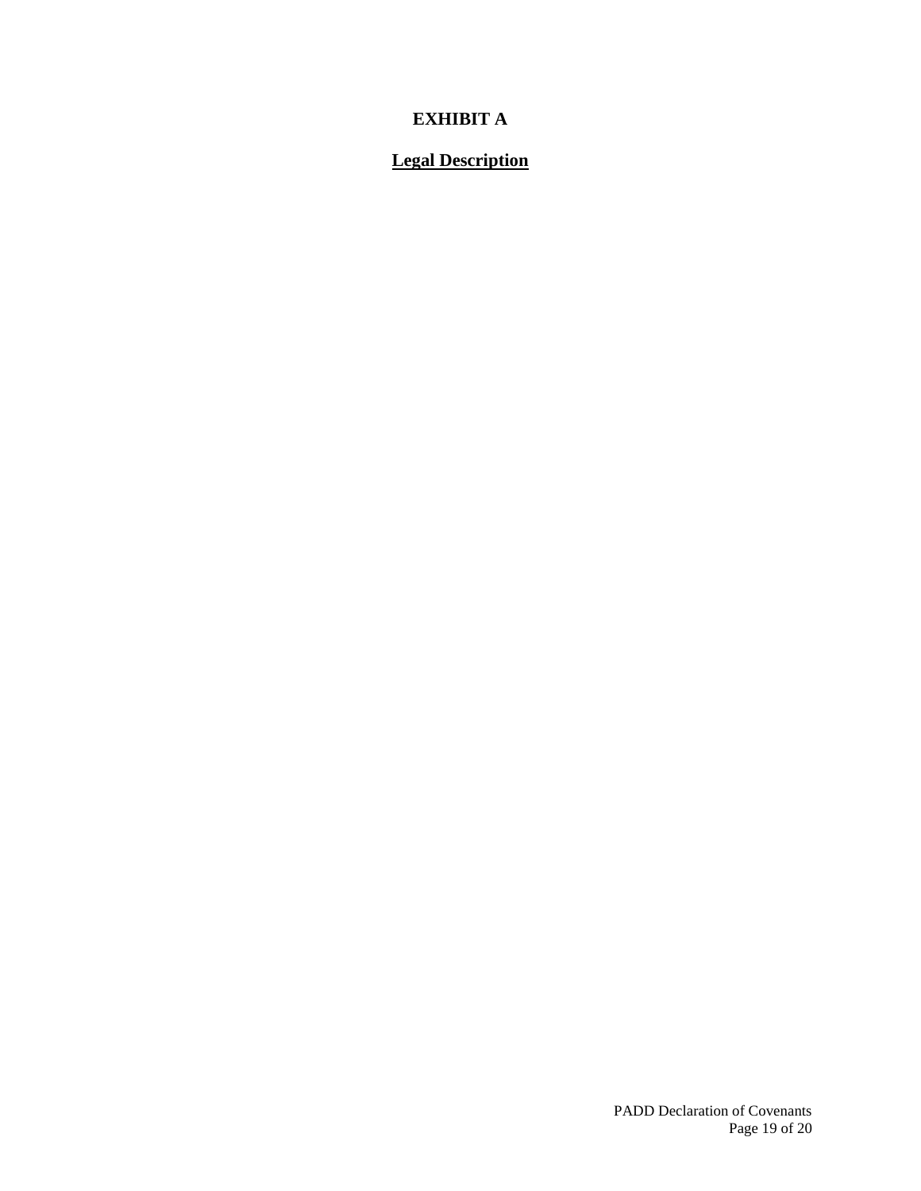# EXHIBIT A

## Legal Description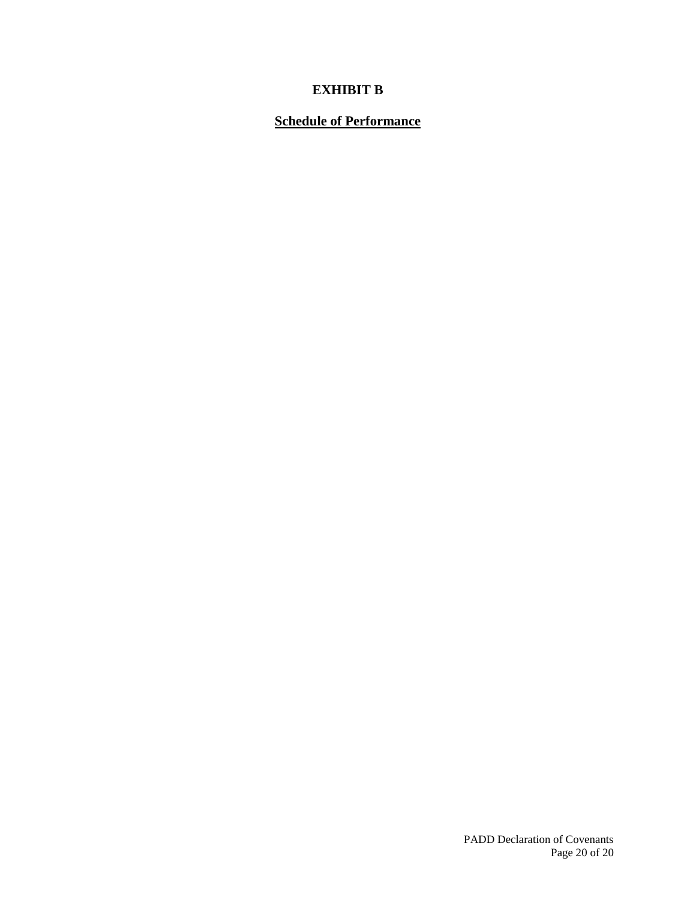# EXHIBIT B

## **Schedule of Performance**